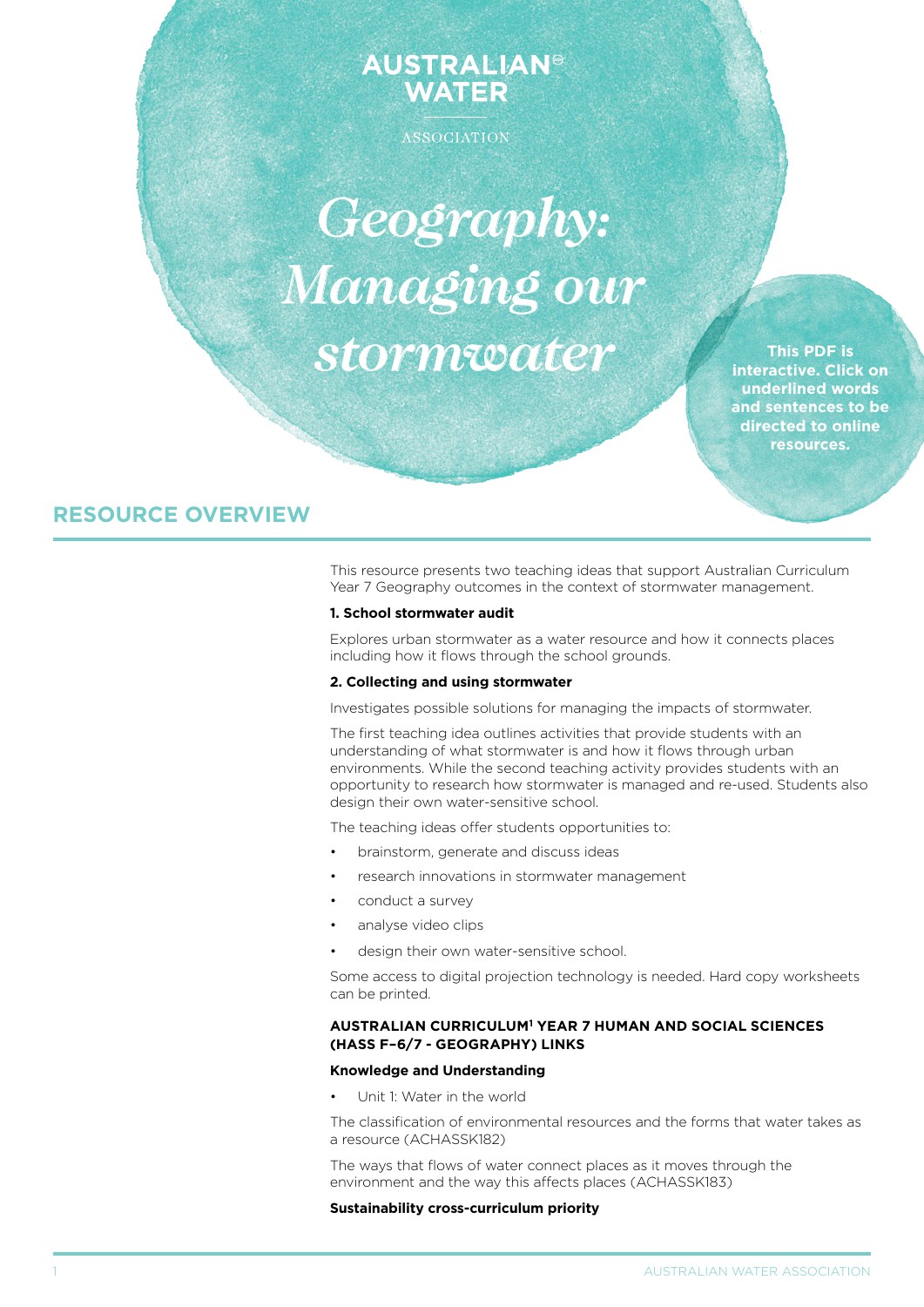AUSTRALIAN WATER ASSOCIATION

# *Geography: Managing our stormwater*

**This PDF is interactive. Click on underlined words and sentences to be directed to online resources.**

## RESOURCE OVERVIEW

This resource presents two teaching ideas that support Australian Curriculum Year 7 Geography outcomes in the context of stormwater management.

**1. School stormwater audit**

Explores urban stormwater as a water resource and how it connects places including how it flows through the school grounds.

**2. Collecting and using stormwater**

Investigates possible solutions for managing the impacts of stormwater.

The first teaching idea outlines activities that provide students with an understanding of what stormwater is and how it flows through urban environments. While the second teaching activity provides students with an opportunity to research how stormwater is managed and re-used. Students also design their own water-sensitive school.

The teaching ideas offer students opportunities to:

- brainstorm, generate and discuss ideas
- research innovations in stormwater management
- conduct a survey
- analyse video clips
- design their own water-sensitive school.

Some access to digital projection technology is needed. Hard copy worksheets can be printed.

**AUSTRALIAN CURRICULUM[1] YEAR 7 HUMAN AND SOCIAL SCIENCES (HASS F–6/7 - GEOGRAPHY) LINKS**

**Knowledge and Understanding**

- Unit 1: Water in the world

The classification of environmental resources and the forms that water takes as a resource (ACHASSK182)

The ways that flows of water connect places as it moves through the environment and the way this affects places (ACHASSK183)

**Sustainability cross-curriculum priority**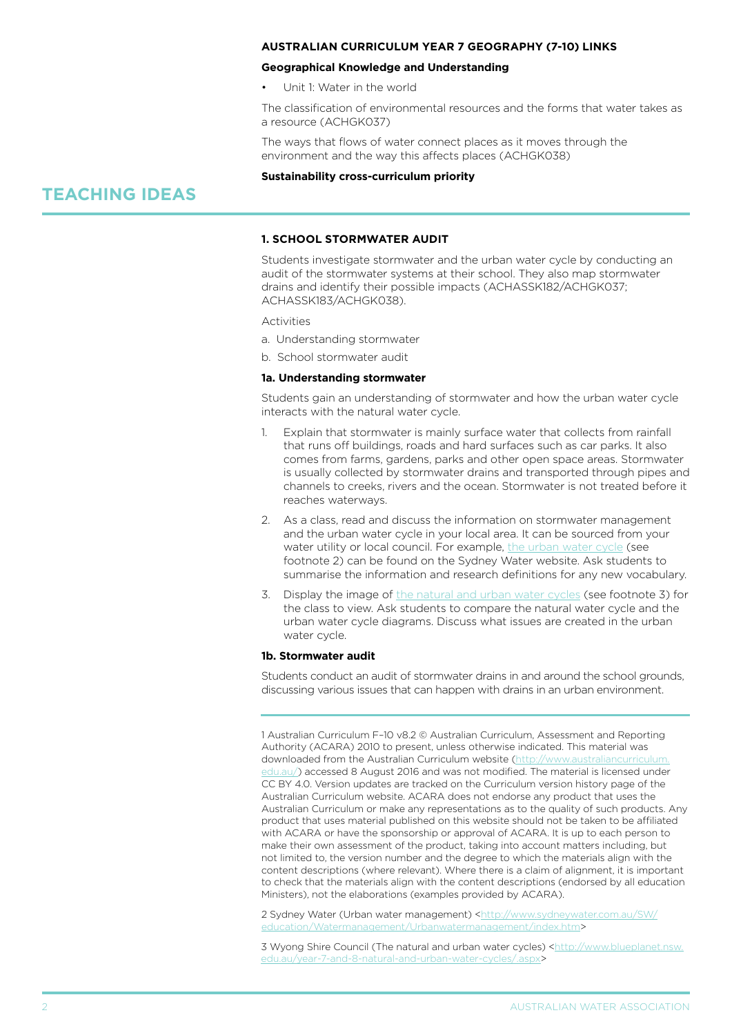**AUSTRALIAN CURRICULUM YEAR 7 GEOGRAPHY (7-10) LINKS**

**Geographical Knowledge and Understanding**

- Unit 1: Water in the world

The classification of environmental resources and the forms that water takes as a resource (ACHGK037)

The ways that flows of water connect places as it moves through the environment and the way this affects places (ACHGK038)

**Sustainability cross-curriculum priority**

## TEACHING IDEAS

### 1. SCHOOL STORMWATER AUDIT

Students investigate stormwater and the urban water cycle by conducting an audit of the stormwater systems at their school. They also map stormwater drains and identify their possible impacts (ACHASSK182/ACHGK037; ACHASSK183/ACHGK038).

Activities

a. Understanding stormwater

b. School stormwater audit

#### 1a. Understanding stormwater

Students gain an understanding of stormwater and how the urban water cycle interacts with the natural water cycle.

1. Explain that stormwater is mainly surface water that collects from rainfall that runs off buildings, roads and hard surfaces such as car parks. It also comes from farms, gardens, parks and other open space areas. Stormwater is usually collected by stormwater drains and transported through pipes and channels to creeks, rivers and the ocean. Stormwater is not treated before it reaches waterways.
2. As a class, read and discuss the information on stormwater management and the urban water cycle in your local area. It can be sourced from your water utility or local council. For example, the urban water cycle (see footnote 2) can be found on the Sydney Water website. Ask students to summarise the information and research definitions for any new vocabulary.
3. Display the image of the natural and urban water cycles (see footnote 3) for the class to view. Ask students to compare the natural water cycle and the urban water cycle diagrams. Discuss what issues are created in the urban water cycle.

#### 1b. Stormwater audit

Students conduct an audit of stormwater drains in and around the school grounds, discussing various issues that can happen with drains in an urban environment.

---

1 Australian Curriculum F–10 v8.2 © Australian Curriculum, Assessment and Reporting Authority (ACARA) 2010 to present, unless otherwise indicated. This material was downloaded from the Australian Curriculum website (http://www.australiancurriculum.edu.au/) accessed 8 August 2016 and was not modified. The material is licensed under CC BY 4.0. Version updates are tracked on the Curriculum version history page of the Australian Curriculum website. ACARA does not endorse any product that uses the Australian Curriculum or make any representations as to the quality of such products. Any product that uses material published on this website should not be taken to be affiliated with ACARA or have the sponsorship or approval of ACARA. It is up to each person to make their own assessment of the product, taking into account matters including, but not limited to, the version number and the degree to which the materials align with the content descriptions (where relevant). Where there is a claim of alignment, it is important to check that the materials align with the content descriptions (endorsed by all education Ministers), not the elaborations (examples provided by ACARA).

2 Sydney Water (Urban water management) <http://www.sydneywater.com.au/SW/education/Watermanagement/Urbanwatermanagement/index.htm>

3 Wyong Shire Council (The natural and urban water cycles) <http://www.blueplanet.nsw.edu.au/year-7-and-8-natural-and-urban-water-cycles/.aspx>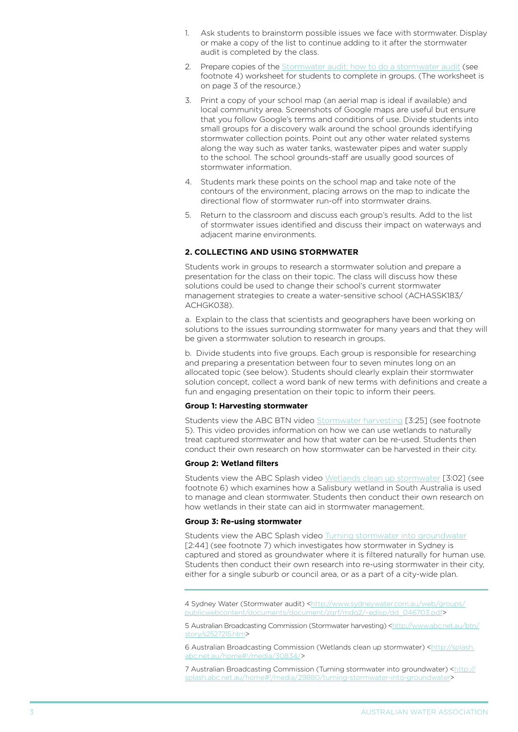1. Ask students to brainstorm possible issues we face with stormwater. Display or make a copy of the list to continue adding to it after the stormwater audit is completed by the class.
2. Prepare copies of the Stormwater audit: how to do a stormwater audit (see footnote 4) worksheet for students to complete in groups. (The worksheet is on page 3 of the resource.)
3. Print a copy of your school map (an aerial map is ideal if available) and local community area. Screenshots of Google maps are useful but ensure that you follow Google's terms and conditions of use. Divide students into small groups for a discovery walk around the school grounds identifying stormwater collection points. Point out any other water related systems along the way such as water tanks, wastewater pipes and water supply to the school. The school grounds-staff are usually good sources of stormwater information.
4. Students mark these points on the school map and take note of the contours of the environment, placing arrows on the map to indicate the directional flow of stormwater run-off into stormwater drains.
5. Return to the classroom and discuss each group's results. Add to the list of stormwater issues identified and discuss their impact on waterways and adjacent marine environments.

### 2. COLLECTING AND USING STORMWATER

Students work in groups to research a stormwater solution and prepare a presentation for the class on their topic. The class will discuss how these solutions could be used to change their school's current stormwater management strategies to create a water-sensitive school (ACHASSK183/ ACHGK038).

a. Explain to the class that scientists and geographers have been working on solutions to the issues surrounding stormwater for many years and that they will be given a stormwater solution to research in groups.

b. Divide students into five groups. Each group is responsible for researching and preparing a presentation between four to seven minutes long on an allocated topic (see below). Students should clearly explain their stormwater solution concept, collect a word bank of new terms with definitions and create a fun and engaging presentation on their topic to inform their peers.

**Group 1: Harvesting stormwater**

Students view the ABC BTN video Stormwater harvesting [3:25] (see footnote 5). This video provides information on how we can use wetlands to naturally treat captured stormwater and how that water can be re-used. Students then conduct their own research on how stormwater can be harvested in their city.

**Group 2: Wetland filters**

Students view the ABC Splash video Wetlands clean up stormwater [3:02] (see footnote 6) which examines how a Salisbury wetland in South Australia is used to manage and clean stormwater. Students then conduct their own research on how wetlands in their state can aid in stormwater management.

**Group 3: Re-using stormwater**

Students view the ABC Splash video Turning stormwater into groundwater [2:44] (see footnote 7) which investigates how stormwater in Sydney is captured and stored as groundwater where it is filtered naturally for human use. Students then conduct their own research into re-using stormwater in their city, either for a single suburb or council area, or as a part of a city-wide plan.

---

4 Sydney Water (Stormwater audit) <http://www.sydneywater.com.au/web/groups/publicwebcontent/documents/document/zgrf/mdq2/~edisp/dd_046703.pdf>

5 Australian Broadcasting Commission (Stormwater harvesting) <http://www.abc.net.au/btn/story/s2527215.htm>

6 Australian Broadcasting Commission (Wetlands clean up stormwater) <http://splash.abc.net.au/home#!/media/30834/>

7 Australian Broadcasting Commission (Turning stormwater into groundwater) <http://splash.abc.net.au/home#!/media/29880/turning-stormwater-into-groundwater>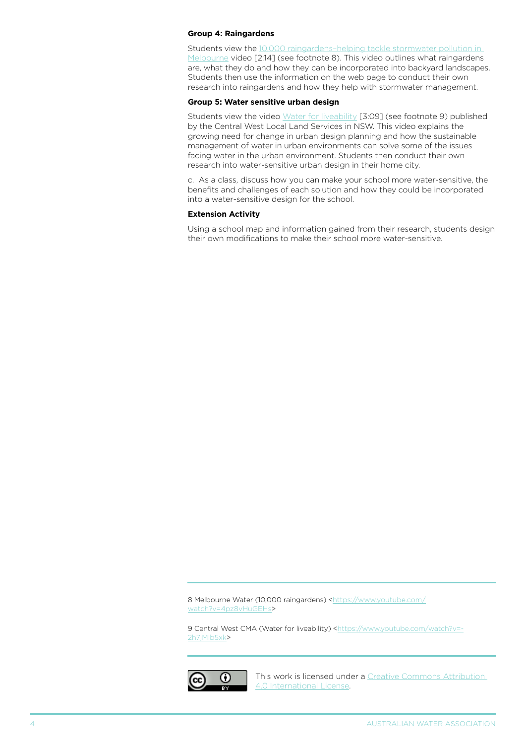**Group 4: Raingardens**

Students view the 10,000 raingardens–helping tackle stormwater pollution in Melbourne video [2:14] (see footnote 8). This video outlines what raingardens are, what they do and how they can be incorporated into backyard landscapes. Students then use the information on the web page to conduct their own research into raingardens and how they help with stormwater management.

**Group 5: Water sensitive urban design**

Students view the video Water for liveability [3:09] (see footnote 9) published by the Central West Local Land Services in NSW. This video explains the growing need for change in urban design planning and how the sustainable management of water in urban environments can solve some of the issues facing water in the urban environment. Students then conduct their own research into water-sensitive urban design in their home city.

c. As a class, discuss how you can make your school more water-sensitive, the benefits and challenges of each solution and how they could be incorporated into a water-sensitive design for the school.

**Extension Activity**

Using a school map and information gained from their research, students design their own modifications to make their school more water-sensitive.

---

8 Melbourne Water (10,000 raingardens) <https://www.youtube.com/watch?v=4pz8vHuGEHs>

9 Central West CMA (Water for liveability) <https://www.youtube.com/watch?v=-2h7jMlb5xk>

---

This work is licensed under a Creative Commons Attribution 4.0 International License.